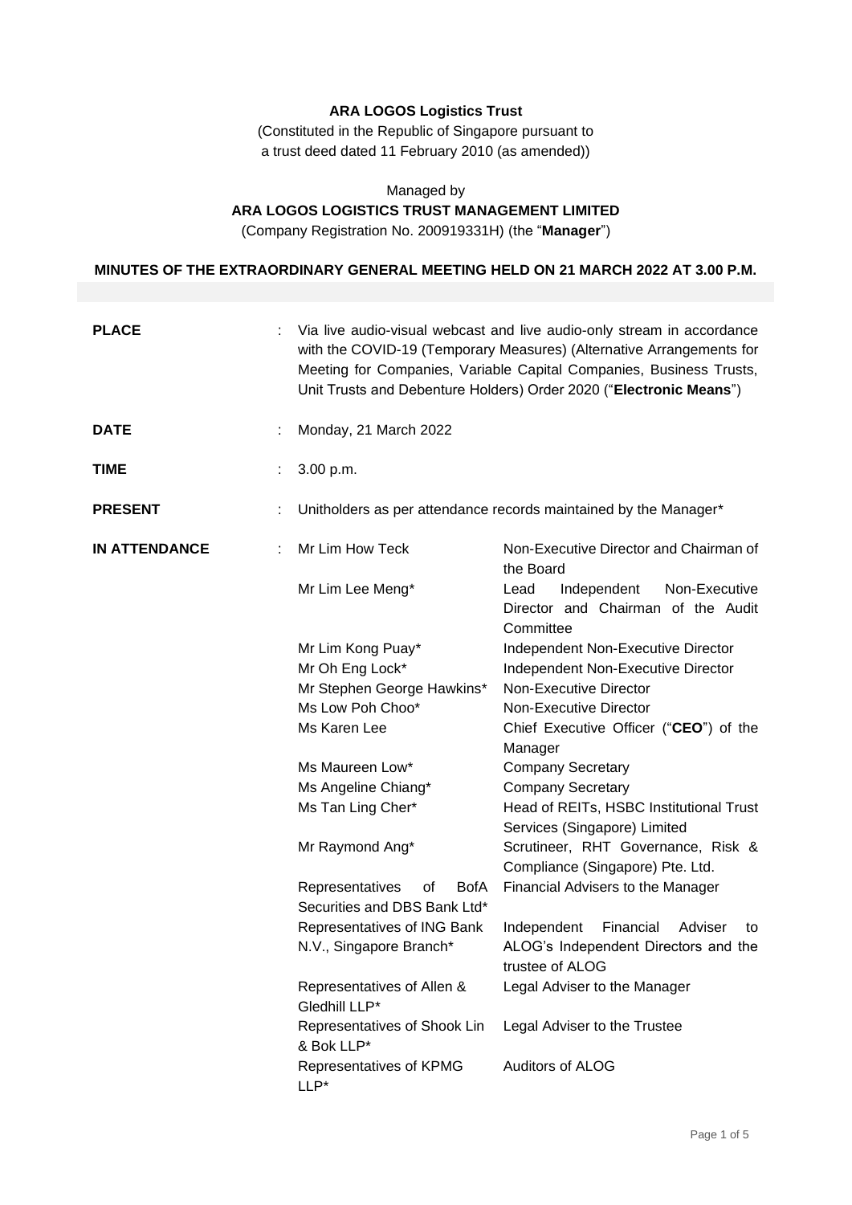**ARA LOGOS Logistics Trust**

(Constituted in the Republic of Singapore pursuant to a trust deed dated 11 February 2010 (as amended))

Managed by

**ARA LOGOS LOGISTICS TRUST MANAGEMENT LIMITED**

(Company Registration No. 200919331H) (the "**Manager**")

**MINUTES OF THE EXTRAORDINARY GENERAL MEETING HELD ON 21 MARCH 2022 AT 3.00 P.M.**

| | | | |
|---|---|---|---|
| **PLACE** | : | Via live audio-visual webcast and live audio-only stream in accordance with the COVID-19 (Temporary Measures) (Alternative Arrangements for Meeting for Companies, Variable Capital Companies, Business Trusts, Unit Trusts and Debenture Holders) Order 2020 ("**Electronic Means**") | |
| **DATE** | : | Monday, 21 March 2022 | |
| **TIME** | : | 3.00 p.m. | |
| **PRESENT** | : | Unitholders as per attendance records maintained by the Manager* | |
| **IN ATTENDANCE** | : | Mr Lim How Teck | Non-Executive Director and Chairman of the Board |
| | | Mr Lim Lee Meng* | Lead Independent Non-Executive Director and Chairman of the Audit Committee |
| | | Mr Lim Kong Puay* | Independent Non-Executive Director |
| | | Mr Oh Eng Lock* | Independent Non-Executive Director |
| | | Mr Stephen George Hawkins* | Non-Executive Director |
| | | Ms Low Poh Choo* | Non-Executive Director |
| | | Ms Karen Lee | Chief Executive Officer ("**CEO**") of the Manager |
| | | Ms Maureen Low* | Company Secretary |
| | | Ms Angeline Chiang* | Company Secretary |
| | | Ms Tan Ling Cher* | Head of REITs, HSBC Institutional Trust Services (Singapore) Limited |
| | | Mr Raymond Ang* | Scrutineer, RHT Governance, Risk & Compliance (Singapore) Pte. Ltd. |
| | | Representatives of BofA Securities and DBS Bank Ltd* | Financial Advisers to the Manager |
| | | Representatives of ING Bank N.V., Singapore Branch* | Independent Financial Adviser to ALOG's Independent Directors and the trustee of ALOG |
| | | Representatives of Allen & Gledhill LLP* | Legal Adviser to the Manager |
| | | Representatives of Shook Lin & Bok LLP* | Legal Adviser to the Trustee |
| | | Representatives of KPMG LLP* | Auditors of ALOG |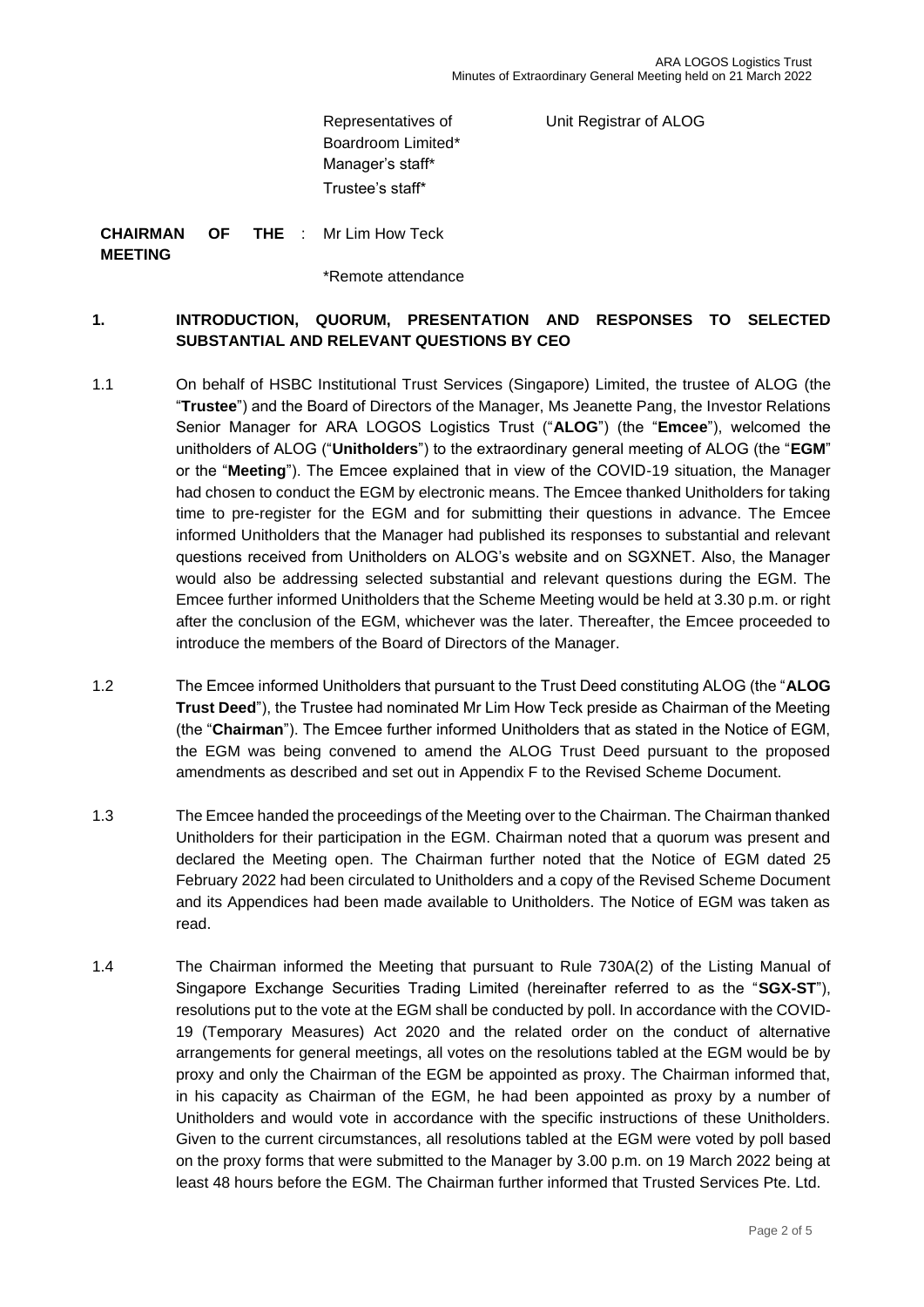| | | |
|---|---|---|
| | Representatives of Boardroom Limited* | Unit Registrar of ALOG |
| | Manager's staff* | |
| | Trustee's staff* | |
| **CHAIRMAN OF THE MEETING** : | Mr Lim How Teck | |

\*Remote attendance

## 1. INTRODUCTION, QUORUM, PRESENTATION AND RESPONSES TO SELECTED SUBSTANTIAL AND RELEVANT QUESTIONS BY CEO

1.1 On behalf of HSBC Institutional Trust Services (Singapore) Limited, the trustee of ALOG (the "**Trustee**") and the Board of Directors of the Manager, Ms Jeanette Pang, the Investor Relations Senior Manager for ARA LOGOS Logistics Trust ("**ALOG**") (the "**Emcee**"), welcomed the unitholders of ALOG ("**Unitholders**") to the extraordinary general meeting of ALOG (the "**EGM**" or the "**Meeting**"). The Emcee explained that in view of the COVID-19 situation, the Manager had chosen to conduct the EGM by electronic means. The Emcee thanked Unitholders for taking time to pre-register for the EGM and for submitting their questions in advance. The Emcee informed Unitholders that the Manager had published its responses to substantial and relevant questions received from Unitholders on ALOG's website and on SGXNET. Also, the Manager would also be addressing selected substantial and relevant questions during the EGM. The Emcee further informed Unitholders that the Scheme Meeting would be held at 3.30 p.m. or right after the conclusion of the EGM, whichever was the later. Thereafter, the Emcee proceeded to introduce the members of the Board of Directors of the Manager.

1.2 The Emcee informed Unitholders that pursuant to the Trust Deed constituting ALOG (the "**ALOG Trust Deed**"), the Trustee had nominated Mr Lim How Teck preside as Chairman of the Meeting (the "**Chairman**"). The Emcee further informed Unitholders that as stated in the Notice of EGM, the EGM was being convened to amend the ALOG Trust Deed pursuant to the proposed amendments as described and set out in Appendix F to the Revised Scheme Document.

1.3 The Emcee handed the proceedings of the Meeting over to the Chairman. The Chairman thanked Unitholders for their participation in the EGM. Chairman noted that a quorum was present and declared the Meeting open. The Chairman further noted that the Notice of EGM dated 25 February 2022 had been circulated to Unitholders and a copy of the Revised Scheme Document and its Appendices had been made available to Unitholders. The Notice of EGM was taken as read.

1.4 The Chairman informed the Meeting that pursuant to Rule 730A(2) of the Listing Manual of Singapore Exchange Securities Trading Limited (hereinafter referred to as the "**SGX-ST**"), resolutions put to the vote at the EGM shall be conducted by poll. In accordance with the COVID-19 (Temporary Measures) Act 2020 and the related order on the conduct of alternative arrangements for general meetings, all votes on the resolutions tabled at the EGM would be by proxy and only the Chairman of the EGM be appointed as proxy. The Chairman informed that, in his capacity as Chairman of the EGM, he had been appointed as proxy by a number of Unitholders and would vote in accordance with the specific instructions of these Unitholders. Given to the current circumstances, all resolutions tabled at the EGM were voted by poll based on the proxy forms that were submitted to the Manager by 3.00 p.m. on 19 March 2022 being at least 48 hours before the EGM. The Chairman further informed that Trusted Services Pte. Ltd.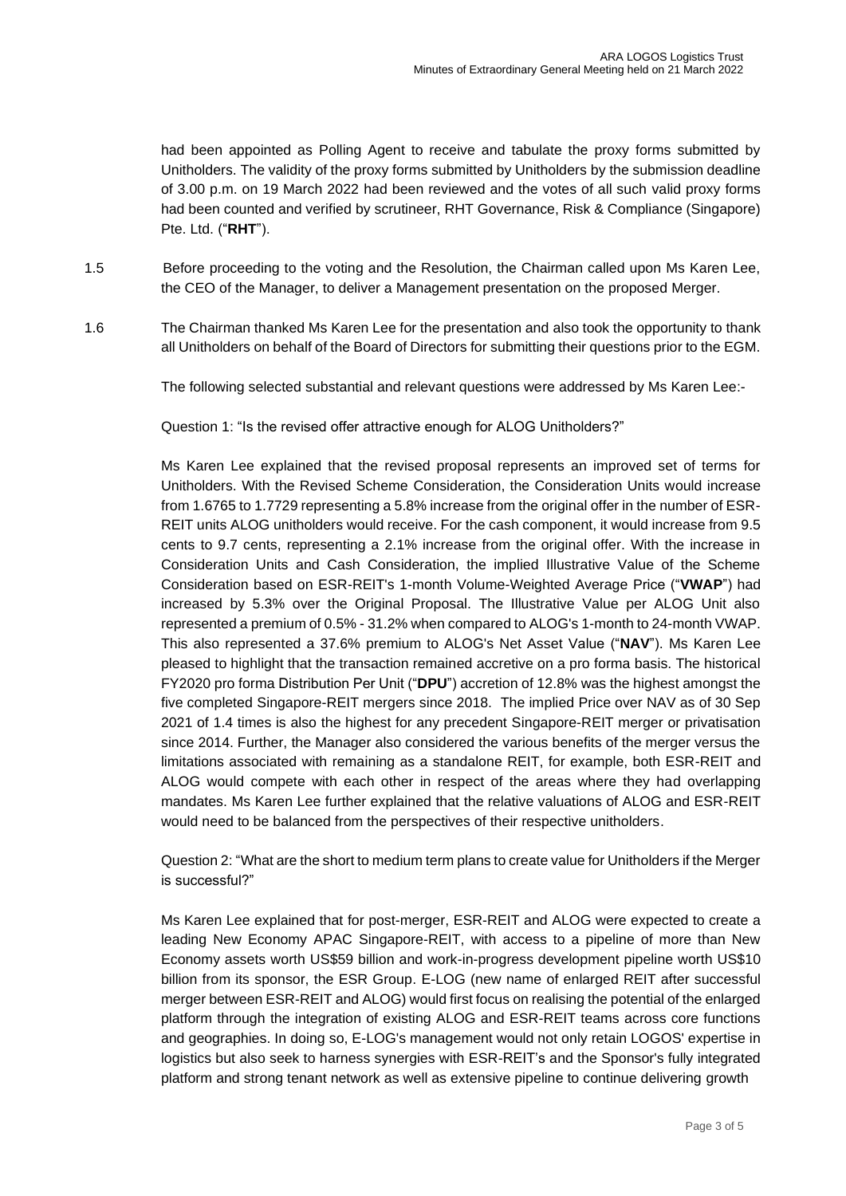had been appointed as Polling Agent to receive and tabulate the proxy forms submitted by Unitholders. The validity of the proxy forms submitted by Unitholders by the submission deadline of 3.00 p.m. on 19 March 2022 had been reviewed and the votes of all such valid proxy forms had been counted and verified by scrutineer, RHT Governance, Risk & Compliance (Singapore) Pte. Ltd. ("**RHT**").

1.5 Before proceeding to the voting and the Resolution, the Chairman called upon Ms Karen Lee, the CEO of the Manager, to deliver a Management presentation on the proposed Merger.

1.6 The Chairman thanked Ms Karen Lee for the presentation and also took the opportunity to thank all Unitholders on behalf of the Board of Directors for submitting their questions prior to the EGM.

The following selected substantial and relevant questions were addressed by Ms Karen Lee:-

Question 1: "Is the revised offer attractive enough for ALOG Unitholders?"

Ms Karen Lee explained that the revised proposal represents an improved set of terms for Unitholders. With the Revised Scheme Consideration, the Consideration Units would increase from 1.6765 to 1.7729 representing a 5.8% increase from the original offer in the number of ESR-REIT units ALOG unitholders would receive. For the cash component, it would increase from 9.5 cents to 9.7 cents, representing a 2.1% increase from the original offer. With the increase in Consideration Units and Cash Consideration, the implied Illustrative Value of the Scheme Consideration based on ESR-REIT's 1-month Volume-Weighted Average Price ("**VWAP**") had increased by 5.3% over the Original Proposal. The Illustrative Value per ALOG Unit also represented a premium of 0.5% - 31.2% when compared to ALOG's 1-month to 24-month VWAP. This also represented a 37.6% premium to ALOG's Net Asset Value ("**NAV**"). Ms Karen Lee pleased to highlight that the transaction remained accretive on a pro forma basis. The historical FY2020 pro forma Distribution Per Unit ("**DPU**") accretion of 12.8% was the highest amongst the five completed Singapore-REIT mergers since 2018. The implied Price over NAV as of 30 Sep 2021 of 1.4 times is also the highest for any precedent Singapore-REIT merger or privatisation since 2014. Further, the Manager also considered the various benefits of the merger versus the limitations associated with remaining as a standalone REIT, for example, both ESR-REIT and ALOG would compete with each other in respect of the areas where they had overlapping mandates. Ms Karen Lee further explained that the relative valuations of ALOG and ESR-REIT would need to be balanced from the perspectives of their respective unitholders.

Question 2: "What are the short to medium term plans to create value for Unitholders if the Merger is successful?"

Ms Karen Lee explained that for post-merger, ESR-REIT and ALOG were expected to create a leading New Economy APAC Singapore-REIT, with access to a pipeline of more than New Economy assets worth US$59 billion and work-in-progress development pipeline worth US$10 billion from its sponsor, the ESR Group. E-LOG (new name of enlarged REIT after successful merger between ESR-REIT and ALOG) would first focus on realising the potential of the enlarged platform through the integration of existing ALOG and ESR-REIT teams across core functions and geographies. In doing so, E-LOG's management would not only retain LOGOS' expertise in logistics but also seek to harness synergies with ESR-REIT's and the Sponsor's fully integrated platform and strong tenant network as well as extensive pipeline to continue delivering growth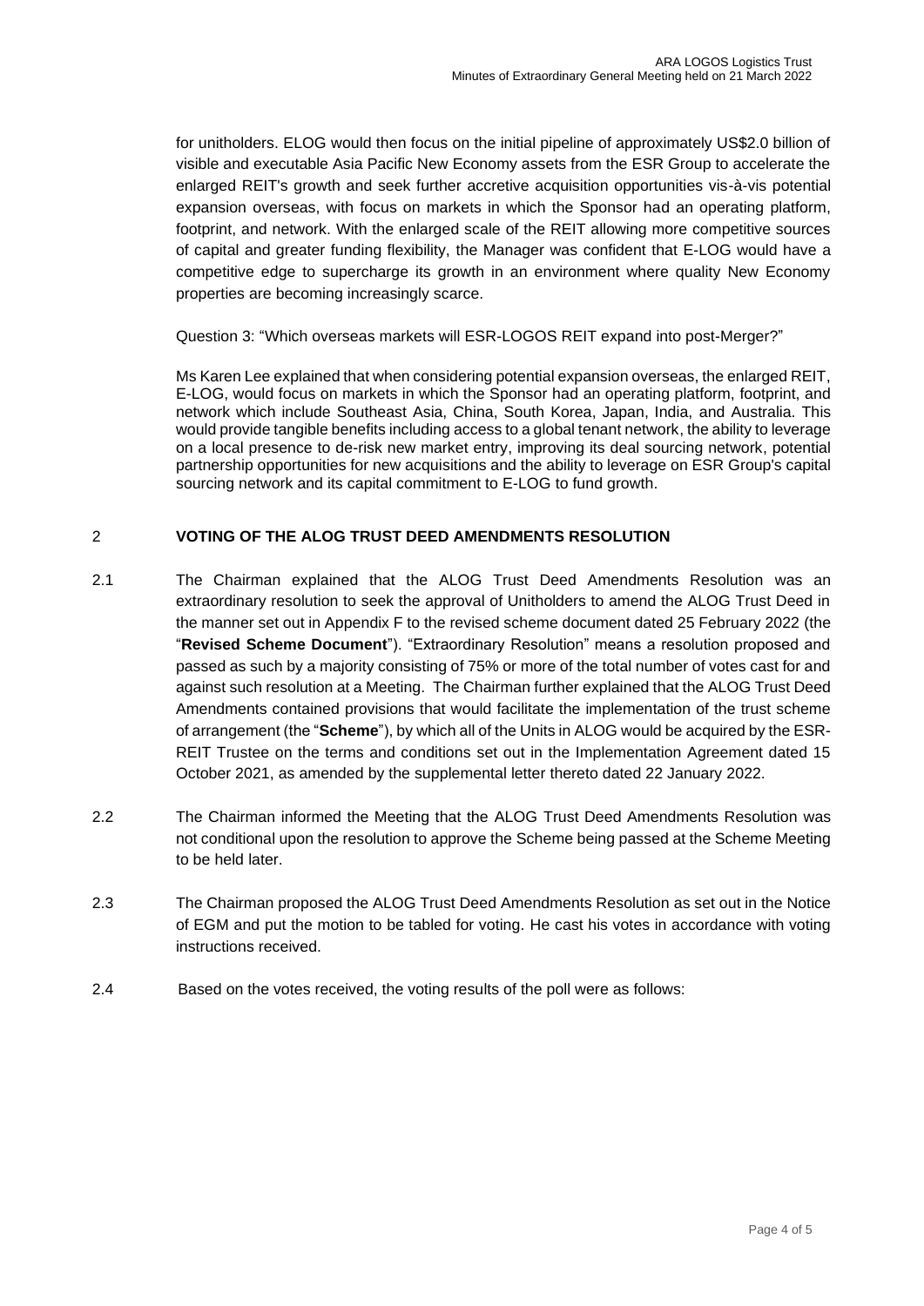for unitholders. ELOG would then focus on the initial pipeline of approximately US$2.0 billion of visible and executable Asia Pacific New Economy assets from the ESR Group to accelerate the enlarged REIT's growth and seek further accretive acquisition opportunities vis-à-vis potential expansion overseas, with focus on markets in which the Sponsor had an operating platform, footprint, and network. With the enlarged scale of the REIT allowing more competitive sources of capital and greater funding flexibility, the Manager was confident that E-LOG would have a competitive edge to supercharge its growth in an environment where quality New Economy properties are becoming increasingly scarce.

Question 3: "Which overseas markets will ESR-LOGOS REIT expand into post-Merger?"

Ms Karen Lee explained that when considering potential expansion overseas, the enlarged REIT, E-LOG, would focus on markets in which the Sponsor had an operating platform, footprint, and network which include Southeast Asia, China, South Korea, Japan, India, and Australia. This would provide tangible benefits including access to a global tenant network, the ability to leverage on a local presence to de-risk new market entry, improving its deal sourcing network, potential partnership opportunities for new acquisitions and the ability to leverage on ESR Group's capital sourcing network and its capital commitment to E-LOG to fund growth.

## 2 VOTING OF THE ALOG TRUST DEED AMENDMENTS RESOLUTION

2.1 The Chairman explained that the ALOG Trust Deed Amendments Resolution was an extraordinary resolution to seek the approval of Unitholders to amend the ALOG Trust Deed in the manner set out in Appendix F to the revised scheme document dated 25 February 2022 (the "**Revised Scheme Document**"). "Extraordinary Resolution" means a resolution proposed and passed as such by a majority consisting of 75% or more of the total number of votes cast for and against such resolution at a Meeting. The Chairman further explained that the ALOG Trust Deed Amendments contained provisions that would facilitate the implementation of the trust scheme of arrangement (the "**Scheme**"), by which all of the Units in ALOG would be acquired by the ESR-REIT Trustee on the terms and conditions set out in the Implementation Agreement dated 15 October 2021, as amended by the supplemental letter thereto dated 22 January 2022.

2.2 The Chairman informed the Meeting that the ALOG Trust Deed Amendments Resolution was not conditional upon the resolution to approve the Scheme being passed at the Scheme Meeting to be held later.

2.3 The Chairman proposed the ALOG Trust Deed Amendments Resolution as set out in the Notice of EGM and put the motion to be tabled for voting. He cast his votes in accordance with voting instructions received.

2.4 Based on the votes received, the voting results of the poll were as follows: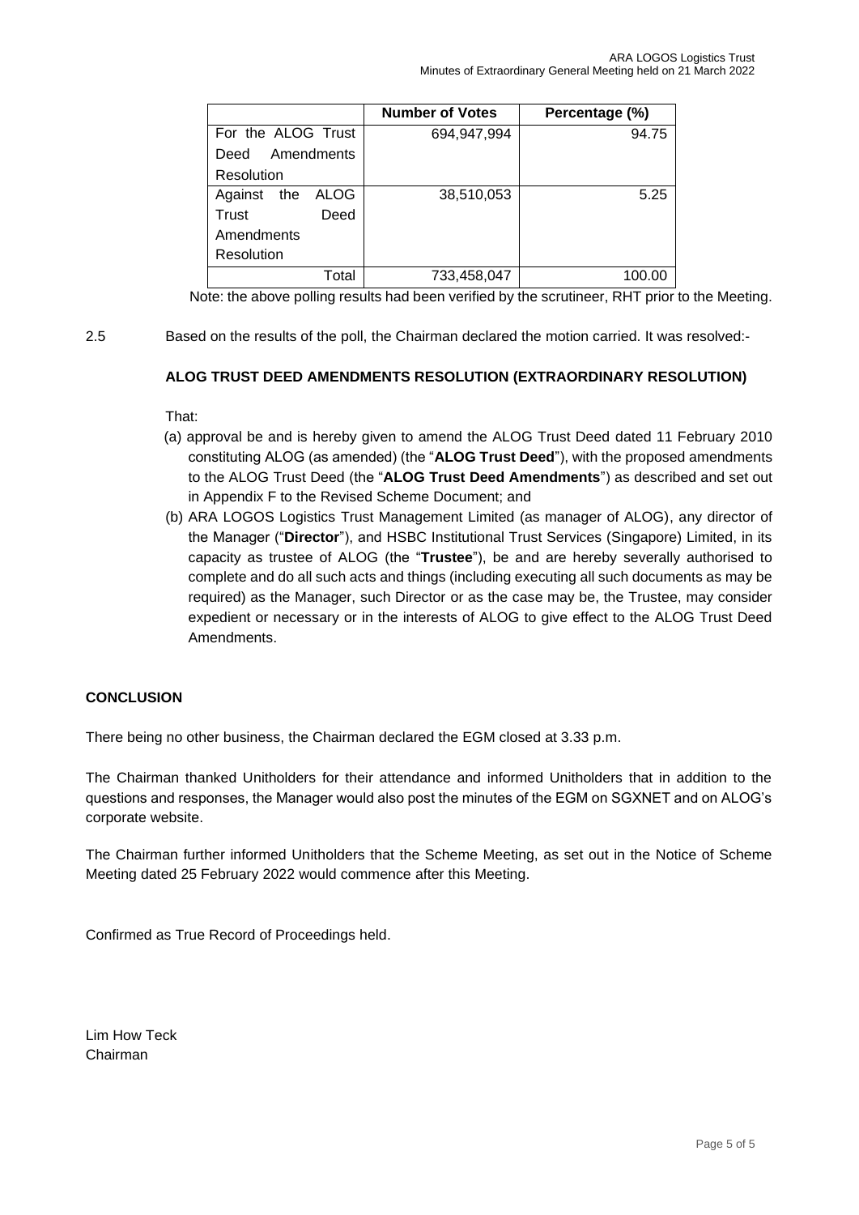| | Number of Votes | Percentage (%) |
|---|---|---|
| For the ALOG Trust Deed Amendments Resolution | 694,947,994 | 94.75 |
| Against the ALOG Trust Deed Amendments Resolution | 38,510,053 | 5.25 |
| Total | 733,458,047 | 100.00 |

Note: the above polling results had been verified by the scrutineer, RHT prior to the Meeting.

2.5 Based on the results of the poll, the Chairman declared the motion carried. It was resolved:-

**ALOG TRUST DEED AMENDMENTS RESOLUTION (EXTRAORDINARY RESOLUTION)**

That:

(a) approval be and is hereby given to amend the ALOG Trust Deed dated 11 February 2010 constituting ALOG (as amended) (the "**ALOG Trust Deed**"), with the proposed amendments to the ALOG Trust Deed (the "**ALOG Trust Deed Amendments**") as described and set out in Appendix F to the Revised Scheme Document; and

(b) ARA LOGOS Logistics Trust Management Limited (as manager of ALOG), any director of the Manager ("**Director**"), and HSBC Institutional Trust Services (Singapore) Limited, in its capacity as trustee of ALOG (the "**Trustee**"), be and are hereby severally authorised to complete and do all such acts and things (including executing all such documents as may be required) as the Manager, such Director or as the case may be, the Trustee, may consider expedient or necessary or in the interests of ALOG to give effect to the ALOG Trust Deed Amendments.

**CONCLUSION**

There being no other business, the Chairman declared the EGM closed at 3.33 p.m.

The Chairman thanked Unitholders for their attendance and informed Unitholders that in addition to the questions and responses, the Manager would also post the minutes of the EGM on SGXNET and on ALOG's corporate website.

The Chairman further informed Unitholders that the Scheme Meeting, as set out in the Notice of Scheme Meeting dated 25 February 2022 would commence after this Meeting.

Confirmed as True Record of Proceedings held.

Lim How Teck
Chairman